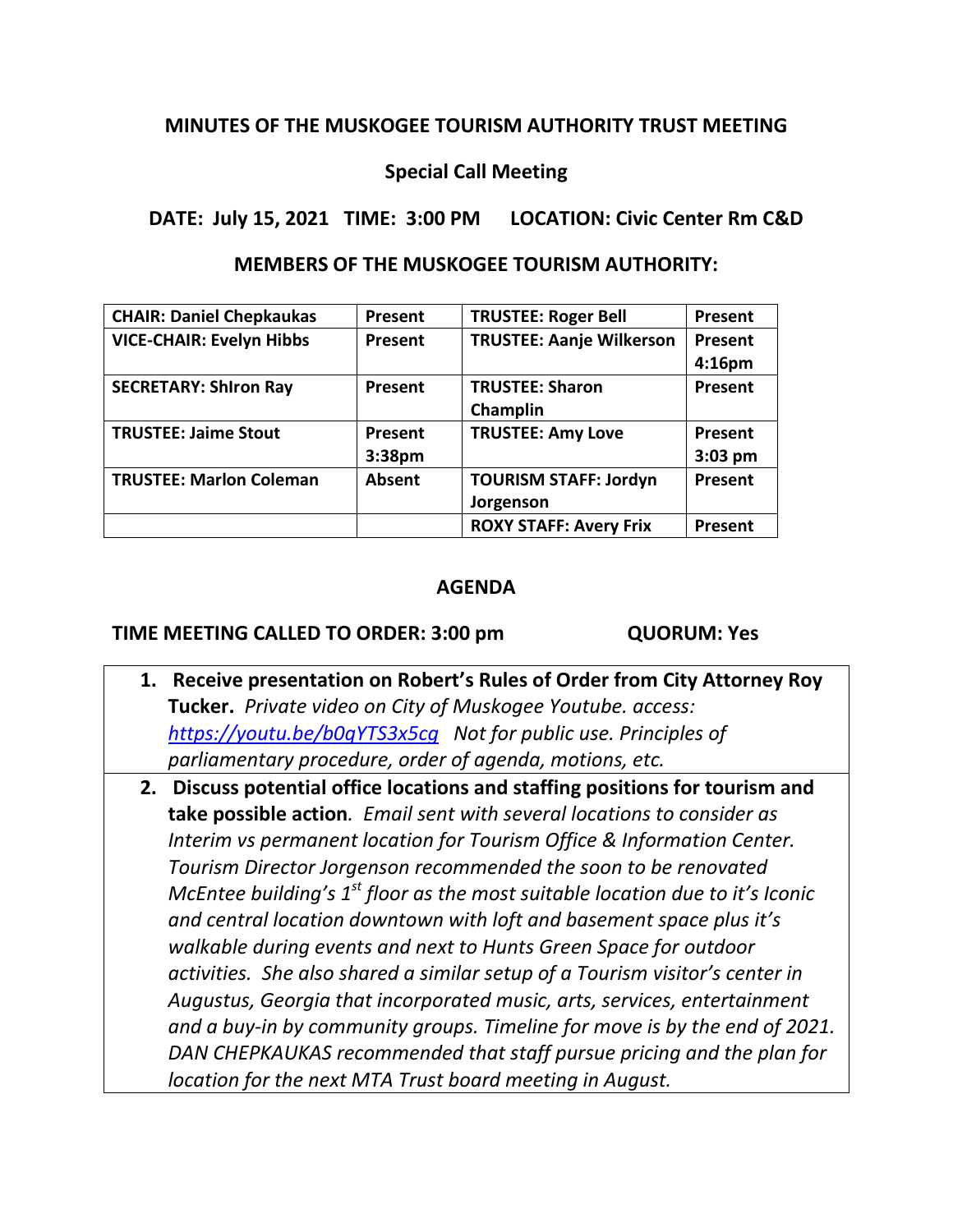**MINUTES OF THE MUSKOGEE TOURISM AUTHORITY TRUST MEETING**

**Special Call Meeting**

**DATE: July 15, 2021 TIME: 3:00 PM LOCATION: Civic Center Rm C&D**

**MEMBERS OF THE MUSKOGEE TOURISM AUTHORITY:**

| **CHAIR: Daniel Chepkaukas** | **Present** | **TRUSTEE: Roger Bell** | **Present** |
|---|---|---|---|
| **VICE-CHAIR: Evelyn Hibbs** | **Present** | **TRUSTEE: Aanje Wilkerson** | **Present 4:16pm** |
| **SECRETARY: ShIron Ray** | **Present** | **TRUSTEE: Sharon Champlin** | **Present** |
| **TRUSTEE: Jaime Stout** | **Present 3:38pm** | **TRUSTEE: Amy Love** | **Present 3:03 pm** |
| **TRUSTEE: Marlon Coleman** | **Absent** | **TOURISM STAFF: Jordyn Jorgenson** | **Present** |
| | | **ROXY STAFF: Avery Frix** | **Present** |

**AGENDA**

**TIME MEETING CALLED TO ORDER: 3:00 pm QUORUM: Yes**

1. **Receive presentation on Robert's Rules of Order from City Attorney Roy Tucker.** *Private video on City of Muskogee Youtube. access: https://youtu.be/b0qYTS3x5cq Not for public use. Principles of parliamentary procedure, order of agenda, motions, etc.*
2. **Discuss potential office locations and staffing positions for tourism and take possible action***. Email sent with several locations to consider as Interim vs permanent location for Tourism Office & Information Center. Tourism Director Jorgenson recommended the soon to be renovated McEntee building's 1st floor as the most suitable location due to it's Iconic and central location downtown with loft and basement space plus it's walkable during events and next to Hunts Green Space for outdoor activities. She also shared a similar setup of a Tourism visitor's center in Augustus, Georgia that incorporated music, arts, services, entertainment and a buy-in by community groups. Timeline for move is by the end of 2021. DAN CHEPKAUKAS recommended that staff pursue pricing and the plan for location for the next MTA Trust board meeting in August.*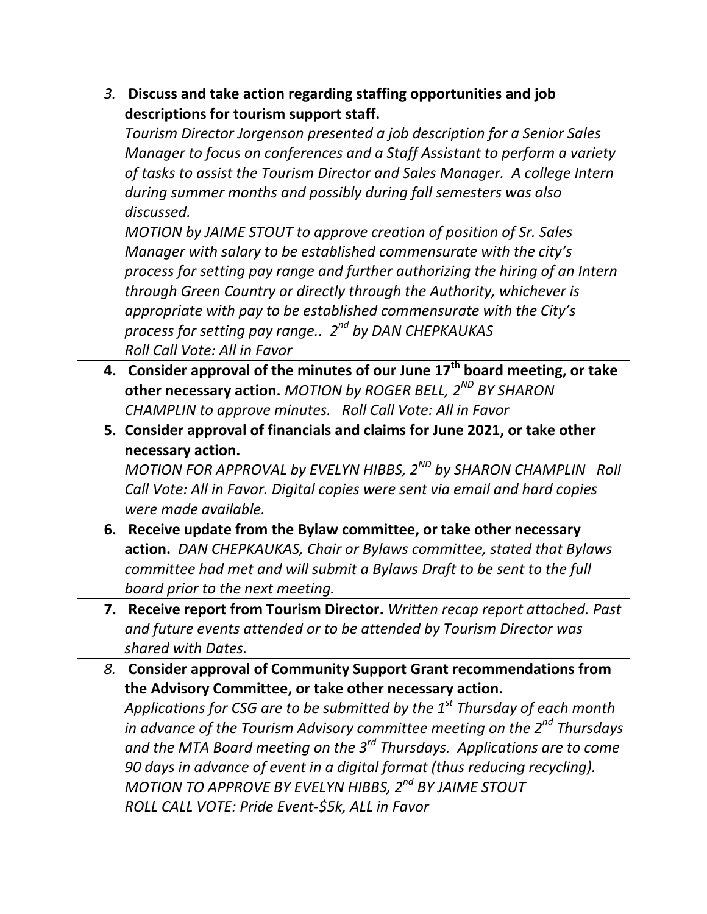3. **Discuss and take action regarding staffing opportunities and job descriptions for tourism support staff.**
   *Tourism Director Jorgenson presented a job description for a Senior Sales Manager to focus on conferences and a Staff Assistant to perform a variety of tasks to assist the Tourism Director and Sales Manager. A college Intern during summer months and possibly during fall semesters was also discussed.*
   *MOTION by JAIME STOUT to approve creation of position of Sr. Sales Manager with salary to be established commensurate with the city's process for setting pay range and further authorizing the hiring of an Intern through Green Country or directly through the Authority, whichever is appropriate with pay to be established commensurate with the City's process for setting pay range.. 2nd by DAN CHEPKAUKAS*
   *Roll Call Vote: All in Favor*

4. **Consider approval of the minutes of our June 17th board meeting, or take other necessary action.** *MOTION by ROGER BELL, 2ND BY SHARON CHAMPLIN to approve minutes. Roll Call Vote: All in Favor*

5. **Consider approval of financials and claims for June 2021, or take other necessary action.**
   *MOTION FOR APPROVAL by EVELYN HIBBS, 2ND by SHARON CHAMPLIN Roll Call Vote: All in Favor. Digital copies were sent via email and hard copies were made available.*

6. **Receive update from the Bylaw committee, or take other necessary action.** *DAN CHEPKAUKAS, Chair or Bylaws committee, stated that Bylaws committee had met and will submit a Bylaws Draft to be sent to the full board prior to the next meeting.*

7. **Receive report from Tourism Director.** *Written recap report attached. Past and future events attended or to be attended by Tourism Director was shared with Dates.*

8. **Consider approval of Community Support Grant recommendations from the Advisory Committee, or take other necessary action.**
   *Applications for CSG are to be submitted by the 1st Thursday of each month in advance of the Tourism Advisory committee meeting on the 2nd Thursdays and the MTA Board meeting on the 3rd Thursdays. Applications are to come 90 days in advance of event in a digital format (thus reducing recycling).*
   *MOTION TO APPROVE BY EVELYN HIBBS, 2nd BY JAIME STOUT*
   *ROLL CALL VOTE: Pride Event-$5k, ALL in Favor*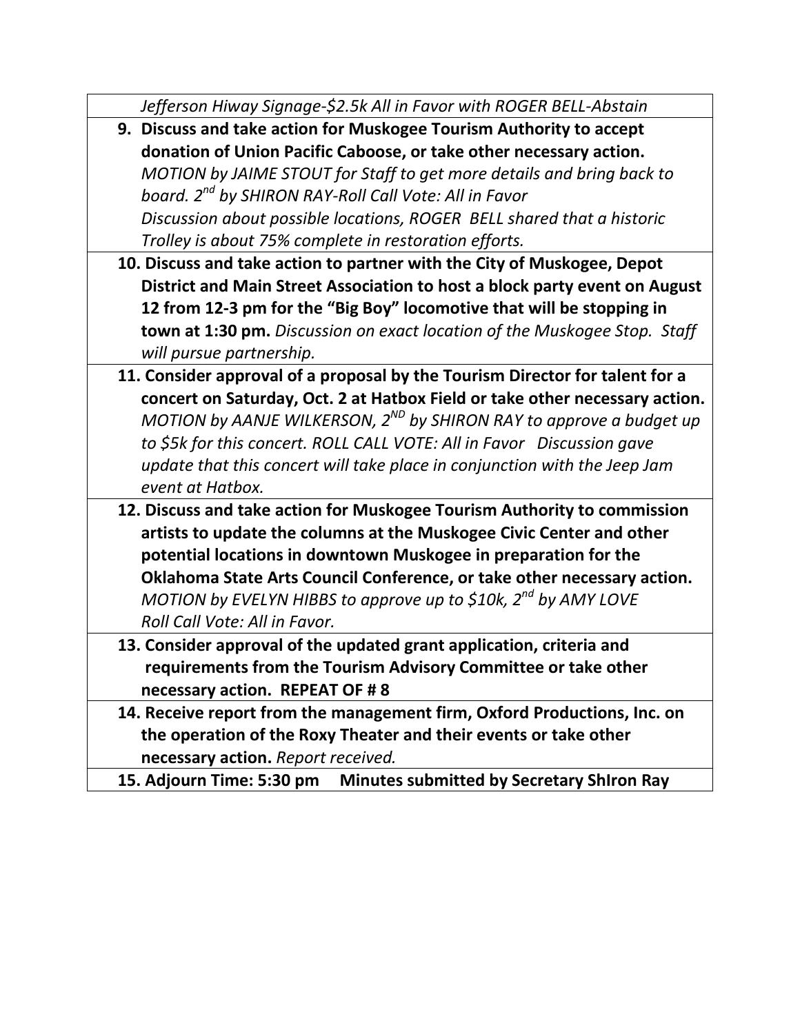| |
|---|
| *Jefferson Hiway Signage-$2.5k All in Favor with ROGER BELL-Abstain* |
| **9. Discuss and take action for Muskogee Tourism Authority to accept donation of Union Pacific Caboose, or take other necessary action.** *MOTION by JAIME STOUT for Staff to get more details and bring back to board. 2nd by SHIRON RAY-Roll Call Vote: All in Favor Discussion about possible locations, ROGER BELL shared that a historic Trolley is about 75% complete in restoration efforts.* |
| **10. Discuss and take action to partner with the City of Muskogee, Depot District and Main Street Association to host a block party event on August 12 from 12-3 pm for the "Big Boy" locomotive that will be stopping in town at 1:30 pm.** *Discussion on exact location of the Muskogee Stop. Staff will pursue partnership.* |
| **11. Consider approval of a proposal by the Tourism Director for talent for a concert on Saturday, Oct. 2 at Hatbox Field or take other necessary action.** *MOTION by AANJE WILKERSON, 2ND by SHIRON RAY to approve a budget up to $5k for this concert. ROLL CALL VOTE: All in Favor Discussion gave update that this concert will take place in conjunction with the Jeep Jam event at Hatbox.* |
| **12. Discuss and take action for Muskogee Tourism Authority to commission artists to update the columns at the Muskogee Civic Center and other potential locations in downtown Muskogee in preparation for the Oklahoma State Arts Council Conference, or take other necessary action.** *MOTION by EVELYN HIBBS to approve up to $10k, 2nd by AMY LOVE Roll Call Vote: All in Favor.* |
| **13. Consider approval of the updated grant application, criteria and requirements from the Tourism Advisory Committee or take other necessary action. REPEAT OF # 8** |
| **14. Receive report from the management firm, Oxford Productions, Inc. on the operation of the Roxy Theater and their events or take other necessary action.** *Report received.* |
| **15. Adjourn Time: 5:30 pm Minutes submitted by Secretary ShIron Ray** |